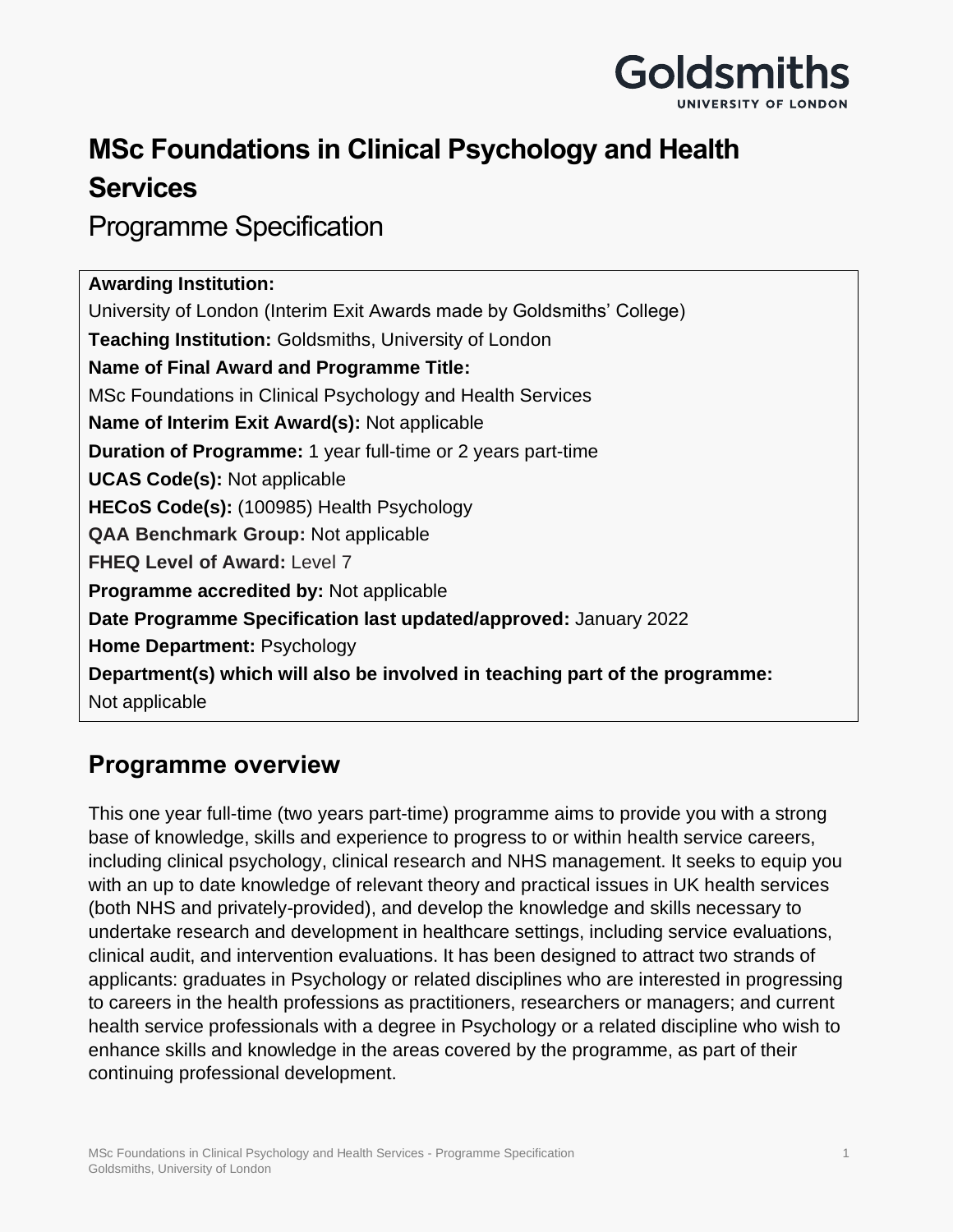# MSc Foundations in Clinical Psychology and Health Services

Programme Specification

**Awarding Institution:**
University of London (Interim Exit Awards made by Goldsmiths' College)
**Teaching Institution:** Goldsmiths, University of London
**Name of Final Award and Programme Title:**
MSc Foundations in Clinical Psychology and Health Services
**Name of Interim Exit Award(s):** Not applicable
**Duration of Programme:** 1 year full-time or 2 years part-time
**UCAS Code(s):** Not applicable
**HECoS Code(s):** (100985) Health Psychology
**QAA Benchmark Group:** Not applicable
**FHEQ Level of Award:** Level 7
**Programme accredited by:** Not applicable
**Date Programme Specification last updated/approved:** January 2022
**Home Department:** Psychology
**Department(s) which will also be involved in teaching part of the programme:**
Not applicable

## Programme overview

This one year full-time (two years part-time) programme aims to provide you with a strong base of knowledge, skills and experience to progress to or within health service careers, including clinical psychology, clinical research and NHS management. It seeks to equip you with an up to date knowledge of relevant theory and practical issues in UK health services (both NHS and privately-provided), and develop the knowledge and skills necessary to undertake research and development in healthcare settings, including service evaluations, clinical audit, and intervention evaluations. It has been designed to attract two strands of applicants: graduates in Psychology or related disciplines who are interested in progressing to careers in the health professions as practitioners, researchers or managers; and current health service professionals with a degree in Psychology or a related discipline who wish to enhance skills and knowledge in the areas covered by the programme, as part of their continuing professional development.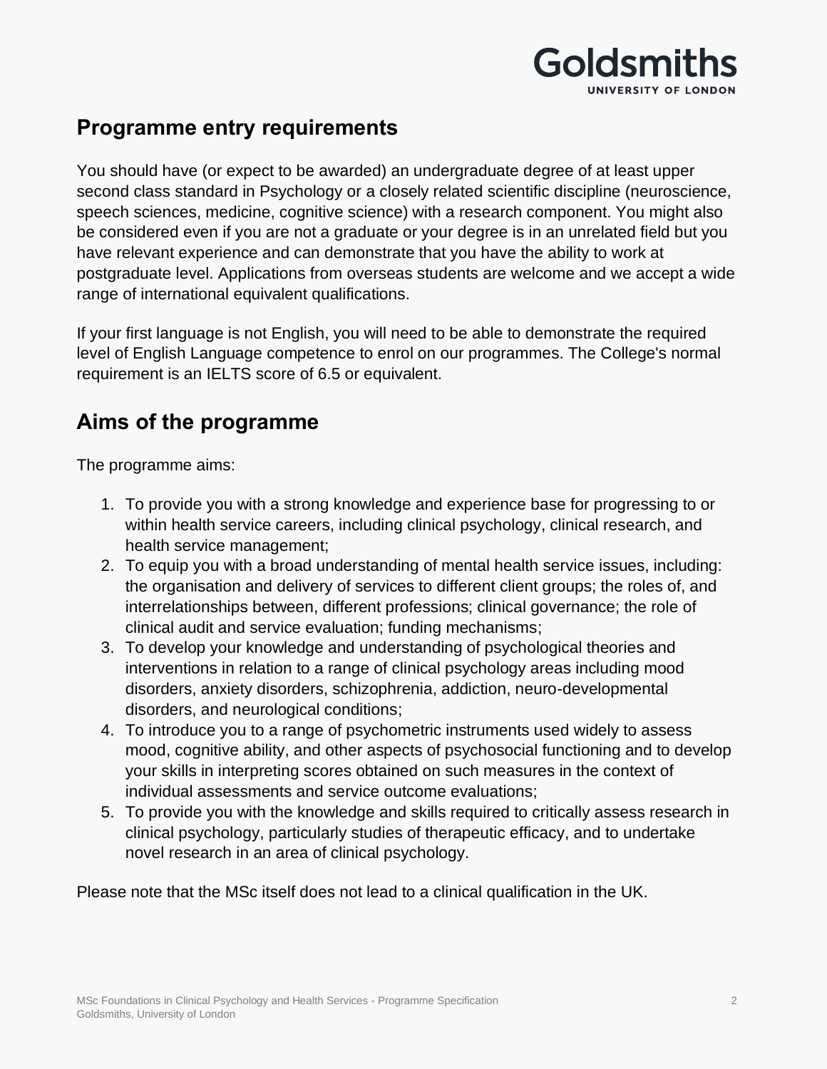## Programme entry requirements

You should have (or expect to be awarded) an undergraduate degree of at least upper second class standard in Psychology or a closely related scientific discipline (neuroscience, speech sciences, medicine, cognitive science) with a research component. You might also be considered even if you are not a graduate or your degree is in an unrelated field but you have relevant experience and can demonstrate that you have the ability to work at postgraduate level. Applications from overseas students are welcome and we accept a wide range of international equivalent qualifications.

If your first language is not English, you will need to be able to demonstrate the required level of English Language competence to enrol on our programmes. The College's normal requirement is an IELTS score of 6.5 or equivalent.

## Aims of the programme

The programme aims:

1. To provide you with a strong knowledge and experience base for progressing to or within health service careers, including clinical psychology, clinical research, and health service management;
2. To equip you with a broad understanding of mental health service issues, including: the organisation and delivery of services to different client groups; the roles of, and interrelationships between, different professions; clinical governance; the role of clinical audit and service evaluation; funding mechanisms;
3. To develop your knowledge and understanding of psychological theories and interventions in relation to a range of clinical psychology areas including mood disorders, anxiety disorders, schizophrenia, addiction, neuro-developmental disorders, and neurological conditions;
4. To introduce you to a range of psychometric instruments used widely to assess mood, cognitive ability, and other aspects of psychosocial functioning and to develop your skills in interpreting scores obtained on such measures in the context of individual assessments and service outcome evaluations;
5. To provide you with the knowledge and skills required to critically assess research in clinical psychology, particularly studies of therapeutic efficacy, and to undertake novel research in an area of clinical psychology.

Please note that the MSc itself does not lead to a clinical qualification in the UK.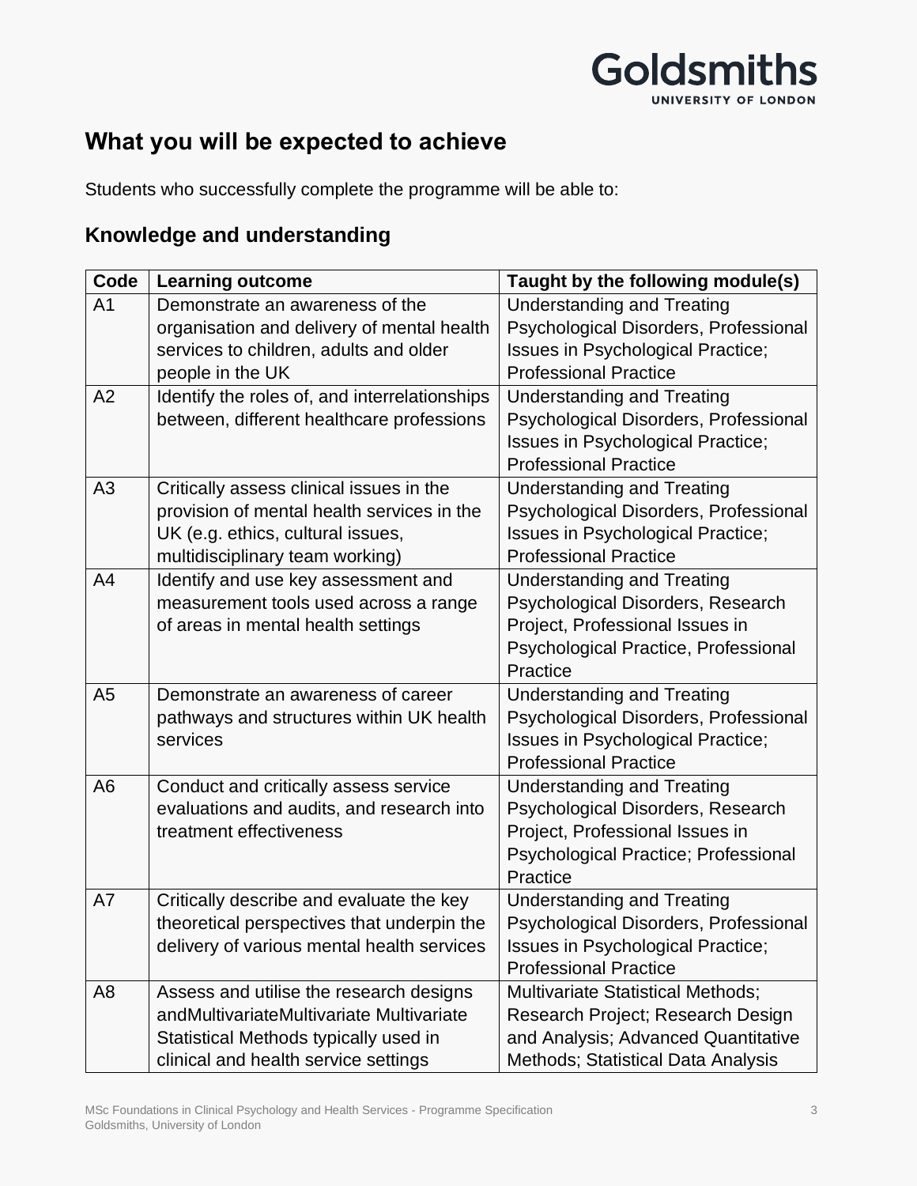## What you will be expected to achieve

Students who successfully complete the programme will be able to:

### Knowledge and understanding

| Code | Learning outcome | Taught by the following module(s) |
|---|---|---|
| A1 | Demonstrate an awareness of the organisation and delivery of mental health services to children, adults and older people in the UK | Understanding and Treating Psychological Disorders, Professional Issues in Psychological Practice; Professional Practice |
| A2 | Identify the roles of, and interrelationships between, different healthcare professions | Understanding and Treating Psychological Disorders, Professional Issues in Psychological Practice; Professional Practice |
| A3 | Critically assess clinical issues in the provision of mental health services in the UK (e.g. ethics, cultural issues, multidisciplinary team working) | Understanding and Treating Psychological Disorders, Professional Issues in Psychological Practice; Professional Practice |
| A4 | Identify and use key assessment and measurement tools used across a range of areas in mental health settings | Understanding and Treating Psychological Disorders, Research Project, Professional Issues in Psychological Practice, Professional Practice |
| A5 | Demonstrate an awareness of career pathways and structures within UK health services | Understanding and Treating Psychological Disorders, Professional Issues in Psychological Practice; Professional Practice |
| A6 | Conduct and critically assess service evaluations and audits, and research into treatment effectiveness | Understanding and Treating Psychological Disorders, Research Project, Professional Issues in Psychological Practice; Professional Practice |
| A7 | Critically describe and evaluate the key theoretical perspectives that underpin the delivery of various mental health services | Understanding and Treating Psychological Disorders, Professional Issues in Psychological Practice; Professional Practice |
| A8 | Assess and utilise the research designs andMultivariateMultivariate Multivariate Statistical Methods typically used in clinical and health service settings | Multivariate Statistical Methods; Research Project; Research Design and Analysis; Advanced Quantitative Methods; Statistical Data Analysis |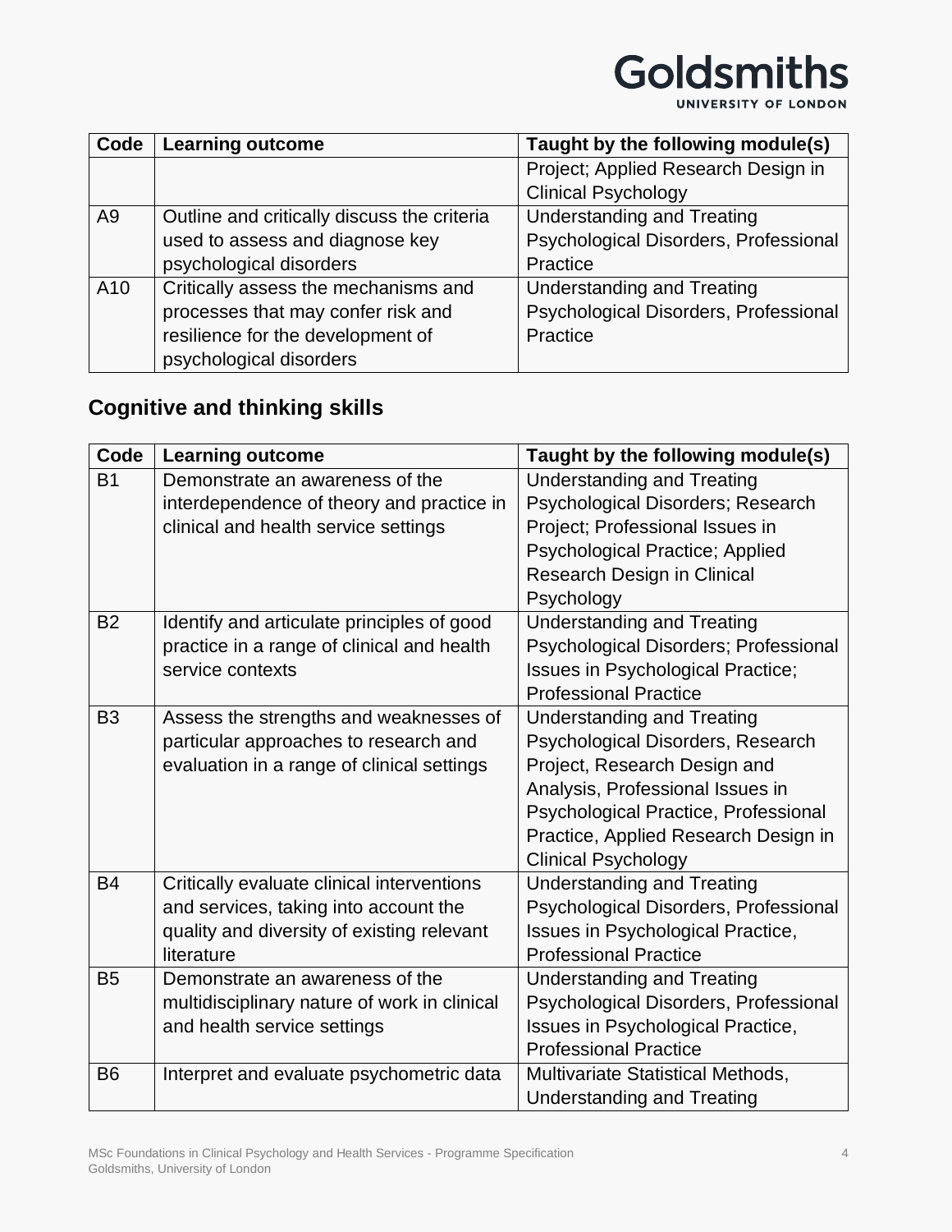| Code | Learning outcome | Taught by the following module(s) |
| --- | --- | --- |
| | | Project; Applied Research Design in Clinical Psychology |
| A9 | Outline and critically discuss the criteria used to assess and diagnose key psychological disorders | Understanding and Treating Psychological Disorders, Professional Practice |
| A10 | Critically assess the mechanisms and processes that may confer risk and resilience for the development of psychological disorders | Understanding and Treating Psychological Disorders, Professional Practice |

## Cognitive and thinking skills

| Code | Learning outcome | Taught by the following module(s) |
| --- | --- | --- |
| B1 | Demonstrate an awareness of the interdependence of theory and practice in clinical and health service settings | Understanding and Treating Psychological Disorders; Research Project; Professional Issues in Psychological Practice; Applied Research Design in Clinical Psychology |
| B2 | Identify and articulate principles of good practice in a range of clinical and health service contexts | Understanding and Treating Psychological Disorders; Professional Issues in Psychological Practice; Professional Practice |
| B3 | Assess the strengths and weaknesses of particular approaches to research and evaluation in a range of clinical settings | Understanding and Treating Psychological Disorders, Research Project, Research Design and Analysis, Professional Issues in Psychological Practice, Professional Practice, Applied Research Design in Clinical Psychology |
| B4 | Critically evaluate clinical interventions and services, taking into account the quality and diversity of existing relevant literature | Understanding and Treating Psychological Disorders, Professional Issues in Psychological Practice, Professional Practice |
| B5 | Demonstrate an awareness of the multidisciplinary nature of work in clinical and health service settings | Understanding and Treating Psychological Disorders, Professional Issues in Psychological Practice, Professional Practice |
| B6 | Interpret and evaluate psychometric data | Multivariate Statistical Methods, Understanding and Treating |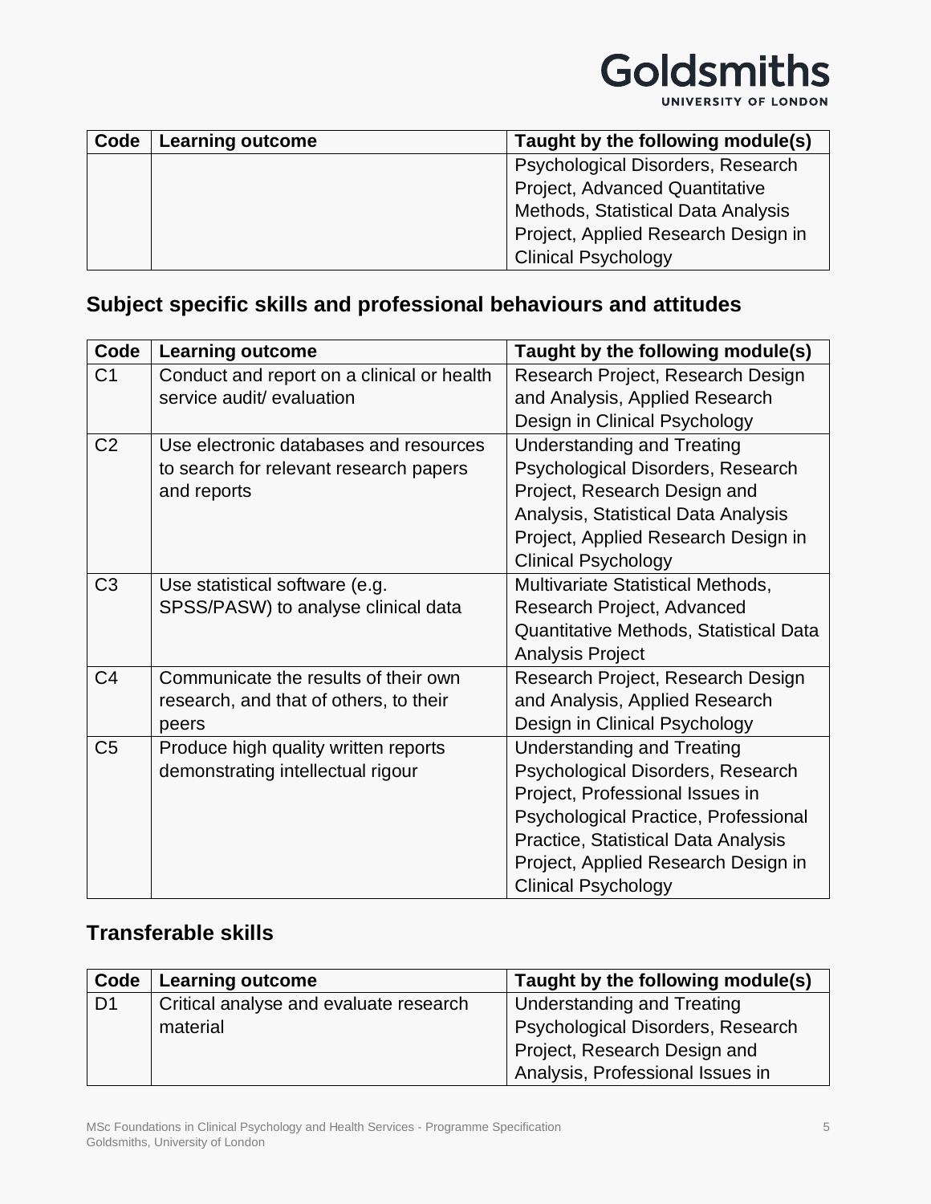| Code | Learning outcome | Taught by the following module(s) |
| --- | --- | --- |
| | | Psychological Disorders, Research Project, Advanced Quantitative Methods, Statistical Data Analysis Project, Applied Research Design in Clinical Psychology |

## Subject specific skills and professional behaviours and attitudes

| Code | Learning outcome | Taught by the following module(s) |
| --- | --- | --- |
| C1 | Conduct and report on a clinical or health service audit/ evaluation | Research Project, Research Design and Analysis, Applied Research Design in Clinical Psychology |
| C2 | Use electronic databases and resources to search for relevant research papers and reports | Understanding and Treating Psychological Disorders, Research Project, Research Design and Analysis, Statistical Data Analysis Project, Applied Research Design in Clinical Psychology |
| C3 | Use statistical software (e.g. SPSS/PASW) to analyse clinical data | Multivariate Statistical Methods, Research Project, Advanced Quantitative Methods, Statistical Data Analysis Project |
| C4 | Communicate the results of their own research, and that of others, to their peers | Research Project, Research Design and Analysis, Applied Research Design in Clinical Psychology |
| C5 | Produce high quality written reports demonstrating intellectual rigour | Understanding and Treating Psychological Disorders, Research Project, Professional Issues in Psychological Practice, Professional Practice, Statistical Data Analysis Project, Applied Research Design in Clinical Psychology |

## Transferable skills

| Code | Learning outcome | Taught by the following module(s) |
| --- | --- | --- |
| D1 | Critical analyse and evaluate research material | Understanding and Treating Psychological Disorders, Research Project, Research Design and Analysis, Professional Issues in |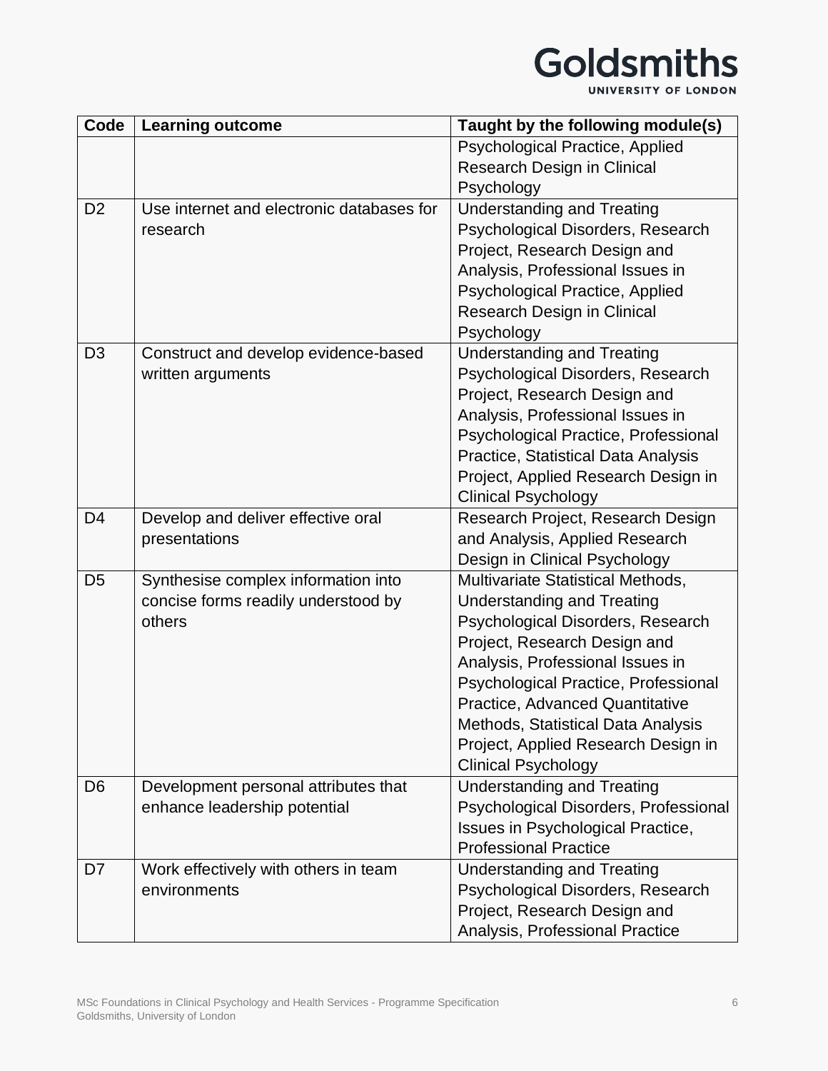| Code | Learning outcome | Taught by the following module(s) |
|---|---|---|
| | | Psychological Practice, Applied Research Design in Clinical Psychology |
| D2 | Use internet and electronic databases for research | Understanding and Treating Psychological Disorders, Research Project, Research Design and Analysis, Professional Issues in Psychological Practice, Applied Research Design in Clinical Psychology |
| D3 | Construct and develop evidence-based written arguments | Understanding and Treating Psychological Disorders, Research Project, Research Design and Analysis, Professional Issues in Psychological Practice, Professional Practice, Statistical Data Analysis Project, Applied Research Design in Clinical Psychology |
| D4 | Develop and deliver effective oral presentations | Research Project, Research Design and Analysis, Applied Research Design in Clinical Psychology |
| D5 | Synthesise complex information into concise forms readily understood by others | Multivariate Statistical Methods, Understanding and Treating Psychological Disorders, Research Project, Research Design and Analysis, Professional Issues in Psychological Practice, Professional Practice, Advanced Quantitative Methods, Statistical Data Analysis Project, Applied Research Design in Clinical Psychology |
| D6 | Development personal attributes that enhance leadership potential | Understanding and Treating Psychological Disorders, Professional Issues in Psychological Practice, Professional Practice |
| D7 | Work effectively with others in team environments | Understanding and Treating Psychological Disorders, Research Project, Research Design and Analysis, Professional Practice |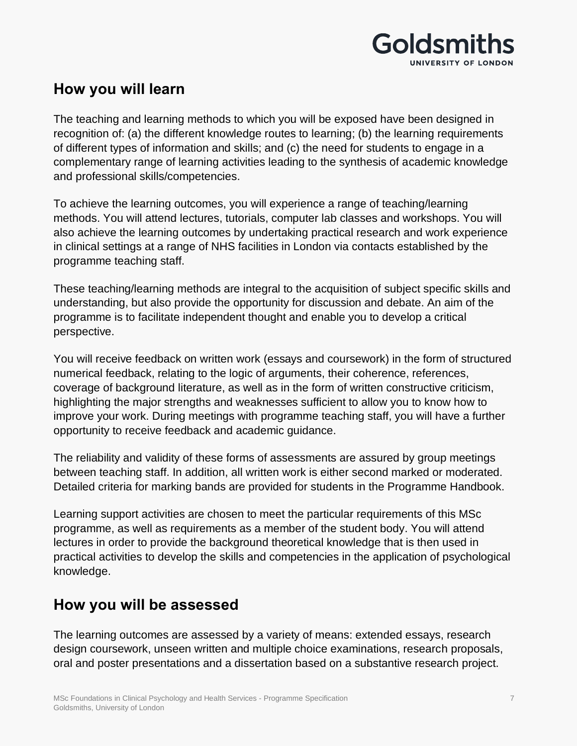## How you will learn

The teaching and learning methods to which you will be exposed have been designed in recognition of: (a) the different knowledge routes to learning; (b) the learning requirements of different types of information and skills; and (c) the need for students to engage in a complementary range of learning activities leading to the synthesis of academic knowledge and professional skills/competencies.

To achieve the learning outcomes, you will experience a range of teaching/learning methods. You will attend lectures, tutorials, computer lab classes and workshops. You will also achieve the learning outcomes by undertaking practical research and work experience in clinical settings at a range of NHS facilities in London via contacts established by the programme teaching staff.

These teaching/learning methods are integral to the acquisition of subject specific skills and understanding, but also provide the opportunity for discussion and debate. An aim of the programme is to facilitate independent thought and enable you to develop a critical perspective.

You will receive feedback on written work (essays and coursework) in the form of structured numerical feedback, relating to the logic of arguments, their coherence, references, coverage of background literature, as well as in the form of written constructive criticism, highlighting the major strengths and weaknesses sufficient to allow you to know how to improve your work. During meetings with programme teaching staff, you will have a further opportunity to receive feedback and academic guidance.

The reliability and validity of these forms of assessments are assured by group meetings between teaching staff. In addition, all written work is either second marked or moderated. Detailed criteria for marking bands are provided for students in the Programme Handbook.

Learning support activities are chosen to meet the particular requirements of this MSc programme, as well as requirements as a member of the student body. You will attend lectures in order to provide the background theoretical knowledge that is then used in practical activities to develop the skills and competencies in the application of psychological knowledge.

## How you will be assessed

The learning outcomes are assessed by a variety of means: extended essays, research design coursework, unseen written and multiple choice examinations, research proposals, oral and poster presentations and a dissertation based on a substantive research project.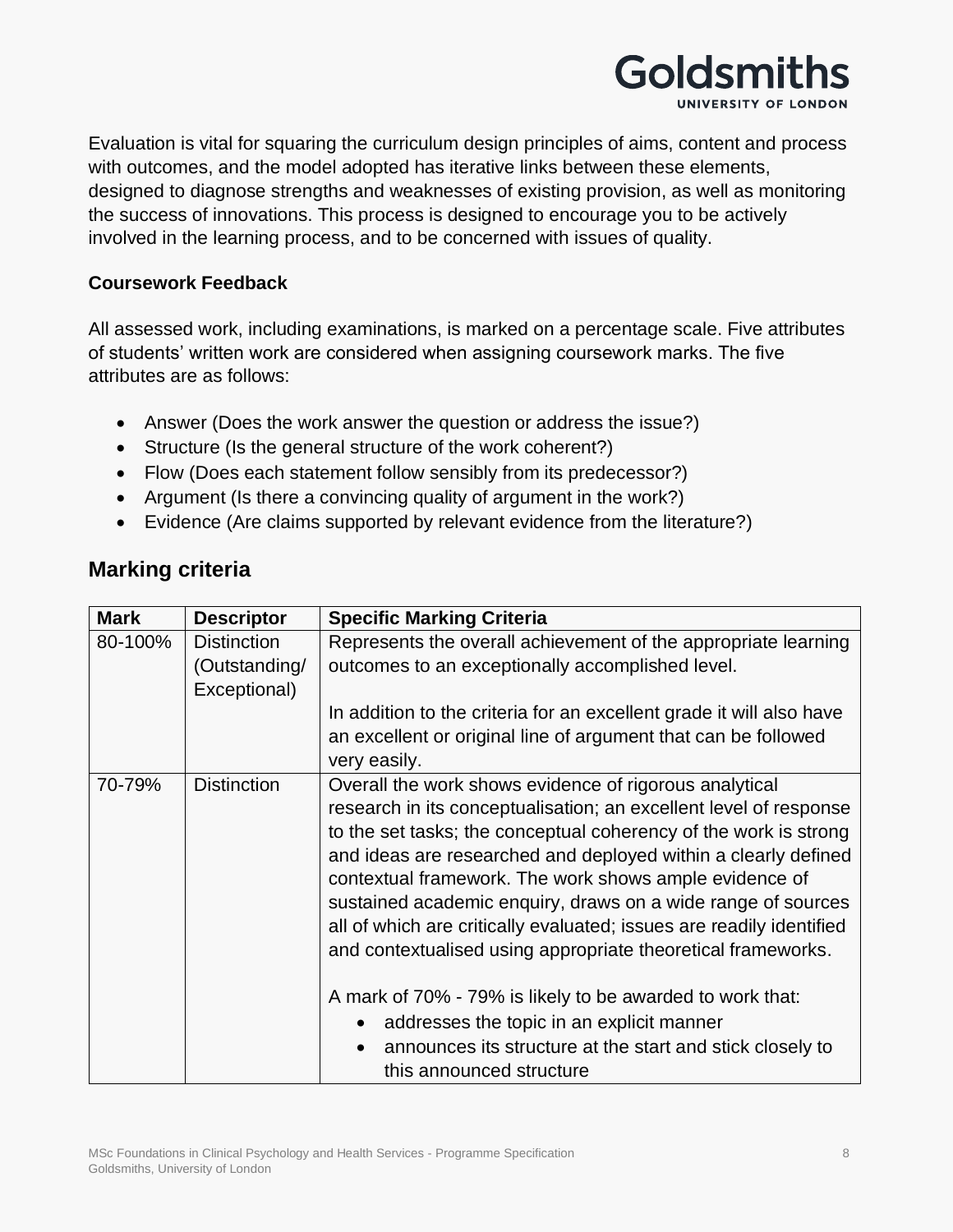Evaluation is vital for squaring the curriculum design principles of aims, content and process with outcomes, and the model adopted has iterative links between these elements, designed to diagnose strengths and weaknesses of existing provision, as well as monitoring the success of innovations. This process is designed to encourage you to be actively involved in the learning process, and to be concerned with issues of quality.

**Coursework Feedback**

All assessed work, including examinations, is marked on a percentage scale. Five attributes of students' written work are considered when assigning coursework marks. The five attributes are as follows:

- Answer (Does the work answer the question or address the issue?)
- Structure (Is the general structure of the work coherent?)
- Flow (Does each statement follow sensibly from its predecessor?)
- Argument (Is there a convincing quality of argument in the work?)
- Evidence (Are claims supported by relevant evidence from the literature?)

## Marking criteria

| Mark | Descriptor | Specific Marking Criteria |
| --- | --- | --- |
| 80-100% | Distinction (Outstanding/ Exceptional) | Represents the overall achievement of the appropriate learning outcomes to an exceptionally accomplished level.<br><br>In addition to the criteria for an excellent grade it will also have an excellent or original line of argument that can be followed very easily. |
| 70-79% | Distinction | Overall the work shows evidence of rigorous analytical research in its conceptualisation; an excellent level of response to the set tasks; the conceptual coherency of the work is strong and ideas are researched and deployed within a clearly defined contextual framework. The work shows ample evidence of sustained academic enquiry, draws on a wide range of sources all of which are critically evaluated; issues are readily identified and contextualised using appropriate theoretical frameworks.<br><br>A mark of 70% - 79% is likely to be awarded to work that:<br>• addresses the topic in an explicit manner<br>• announces its structure at the start and stick closely to this announced structure |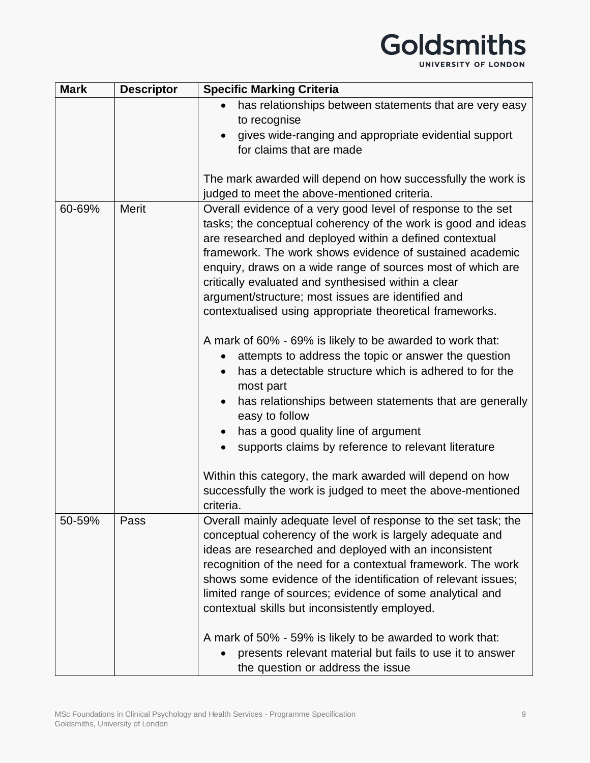| Mark | Descriptor | Specific Marking Criteria |
|---|---|---|
| | | • has relationships between statements that are very easy to recognise<br>• gives wide-ranging and appropriate evidential support for claims that are made<br><br>The mark awarded will depend on how successfully the work is judged to meet the above-mentioned criteria. |
| 60-69% | Merit | Overall evidence of a very good level of response to the set tasks; the conceptual coherency of the work is good and ideas are researched and deployed within a defined contextual framework. The work shows evidence of sustained academic enquiry, draws on a wide range of sources most of which are critically evaluated and synthesised within a clear argument/structure; most issues are identified and contextualised using appropriate theoretical frameworks.<br><br>A mark of 60% - 69% is likely to be awarded to work that:<br>• attempts to address the topic or answer the question<br>• has a detectable structure which is adhered to for the most part<br>• has relationships between statements that are generally easy to follow<br>• has a good quality line of argument<br>• supports claims by reference to relevant literature<br><br>Within this category, the mark awarded will depend on how successfully the work is judged to meet the above-mentioned criteria. |
| 50-59% | Pass | Overall mainly adequate level of response to the set task; the conceptual coherency of the work is largely adequate and ideas are researched and deployed with an inconsistent recognition of the need for a contextual framework. The work shows some evidence of the identification of relevant issues; limited range of sources; evidence of some analytical and contextual skills but inconsistently employed.<br><br>A mark of 50% - 59% is likely to be awarded to work that:<br>• presents relevant material but fails to use it to answer the question or address the issue |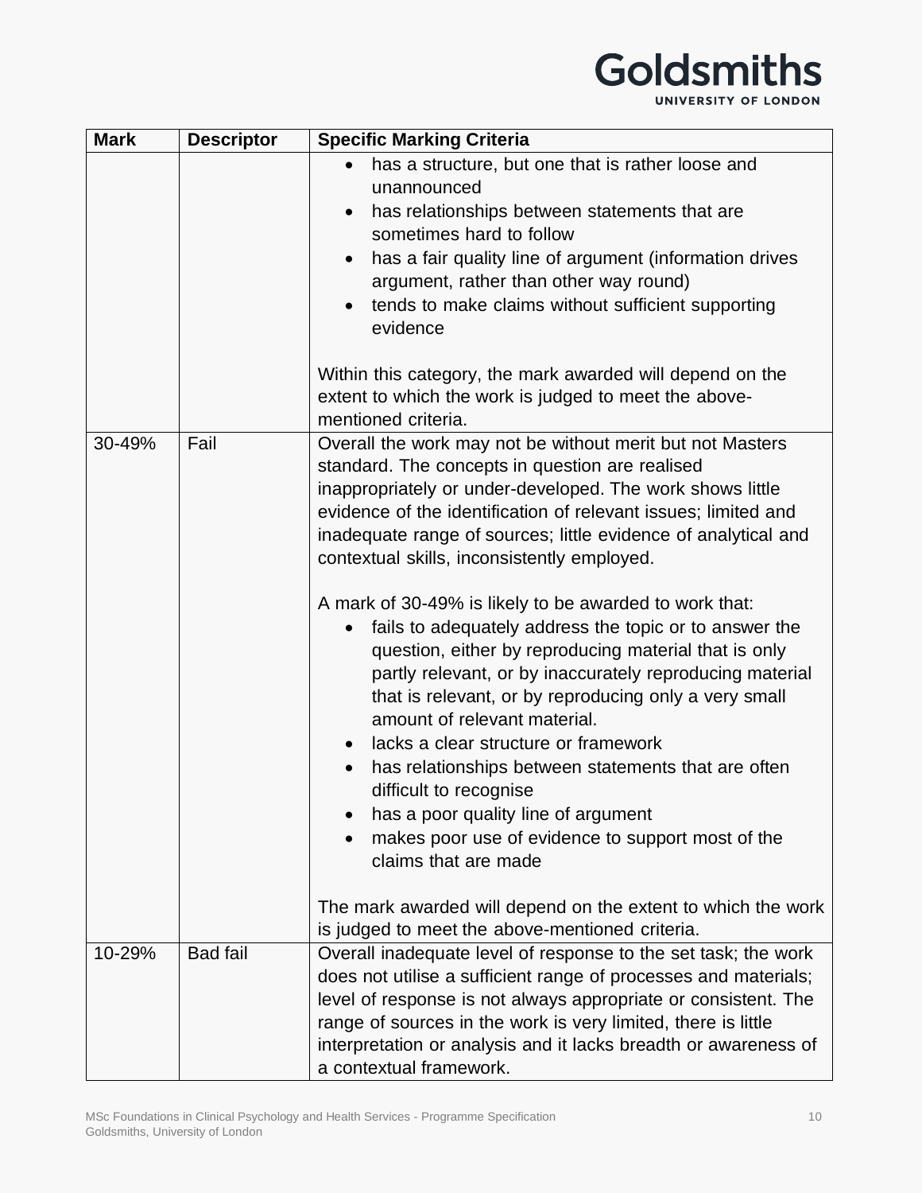| Mark | Descriptor | Specific Marking Criteria |
|---|---|---|
| | | • has a structure, but one that is rather loose and unannounced<br>• has relationships between statements that are sometimes hard to follow<br>• has a fair quality line of argument (information drives argument, rather than other way round)<br>• tends to make claims without sufficient supporting evidence<br><br>Within this category, the mark awarded will depend on the extent to which the work is judged to meet the above-mentioned criteria. |
| 30-49% | Fail | Overall the work may not be without merit but not Masters standard. The concepts in question are realised inappropriately or under-developed. The work shows little evidence of the identification of relevant issues; limited and inadequate range of sources; little evidence of analytical and contextual skills, inconsistently employed.<br><br>A mark of 30-49% is likely to be awarded to work that:<br>• fails to adequately address the topic or to answer the question, either by reproducing material that is only partly relevant, or by inaccurately reproducing material that is relevant, or by reproducing only a very small amount of relevant material.<br>• lacks a clear structure or framework<br>• has relationships between statements that are often difficult to recognise<br>• has a poor quality line of argument<br>• makes poor use of evidence to support most of the claims that are made<br><br>The mark awarded will depend on the extent to which the work is judged to meet the above-mentioned criteria. |
| 10-29% | Bad fail | Overall inadequate level of response to the set task; the work does not utilise a sufficient range of processes and materials; level of response is not always appropriate or consistent. The range of sources in the work is very limited, there is little interpretation or analysis and it lacks breadth or awareness of a contextual framework. |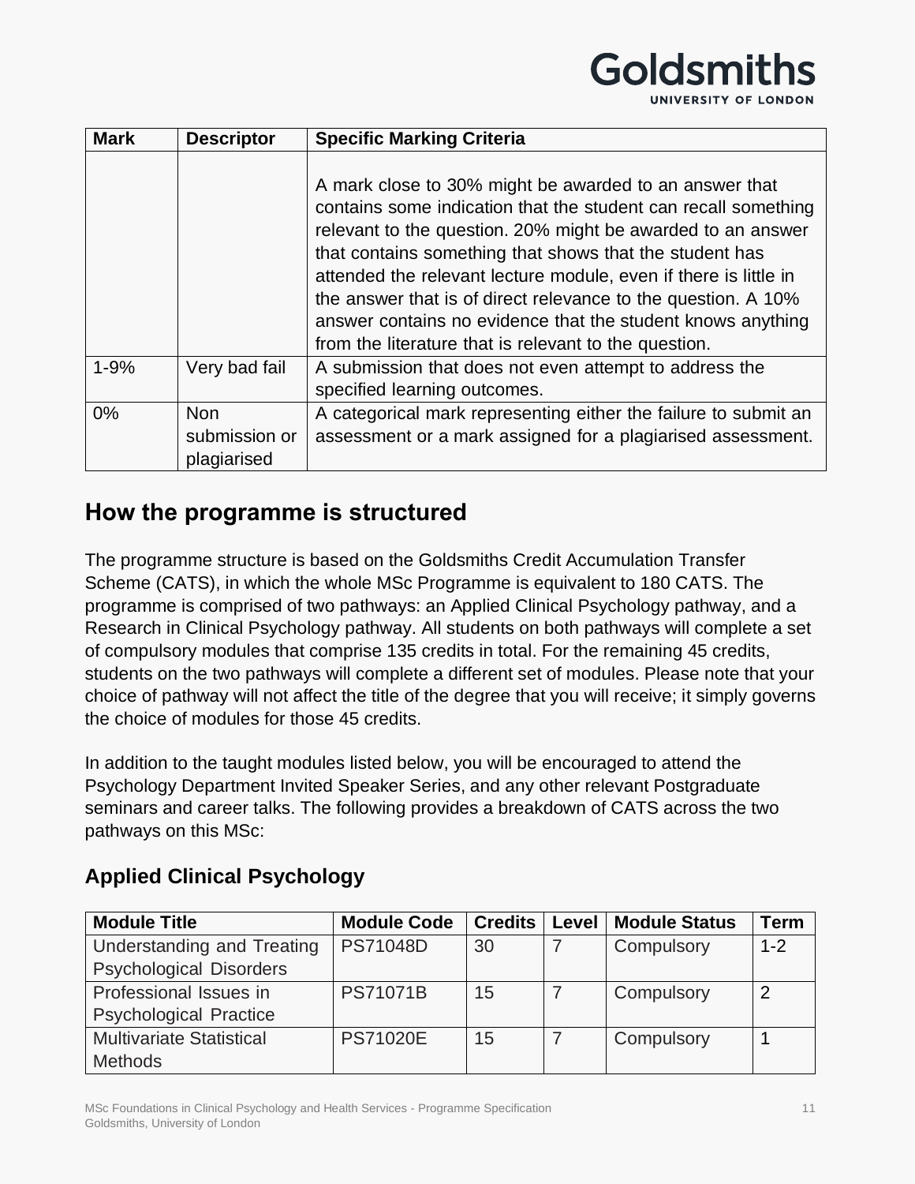| Mark | Descriptor | Specific Marking Criteria |
|---|---|---|
| | | A mark close to 30% might be awarded to an answer that contains some indication that the student can recall something relevant to the question. 20% might be awarded to an answer that contains something that shows that the student has attended the relevant lecture module, even if there is little in the answer that is of direct relevance to the question. A 10% answer contains no evidence that the student knows anything from the literature that is relevant to the question. |
| 1-9% | Very bad fail | A submission that does not even attempt to address the specified learning outcomes. |
| 0% | Non submission or plagiarised | A categorical mark representing either the failure to submit an assessment or a mark assigned for a plagiarised assessment. |

## How the programme is structured

The programme structure is based on the Goldsmiths Credit Accumulation Transfer Scheme (CATS), in which the whole MSc Programme is equivalent to 180 CATS. The programme is comprised of two pathways: an Applied Clinical Psychology pathway, and a Research in Clinical Psychology pathway. All students on both pathways will complete a set of compulsory modules that comprise 135 credits in total. For the remaining 45 credits, students on the two pathways will complete a different set of modules. Please note that your choice of pathway will not affect the title of the degree that you will receive; it simply governs the choice of modules for those 45 credits.

In addition to the taught modules listed below, you will be encouraged to attend the Psychology Department Invited Speaker Series, and any other relevant Postgraduate seminars and career talks. The following provides a breakdown of CATS across the two pathways on this MSc:

### Applied Clinical Psychology

| Module Title | Module Code | Credits | Level | Module Status | Term |
|---|---|---|---|---|---|
| Understanding and Treating Psychological Disorders | PS71048D | 30 | 7 | Compulsory | 1-2 |
| Professional Issues in Psychological Practice | PS71071B | 15 | 7 | Compulsory | 2 |
| Multivariate Statistical Methods | PS71020E | 15 | 7 | Compulsory | 1 |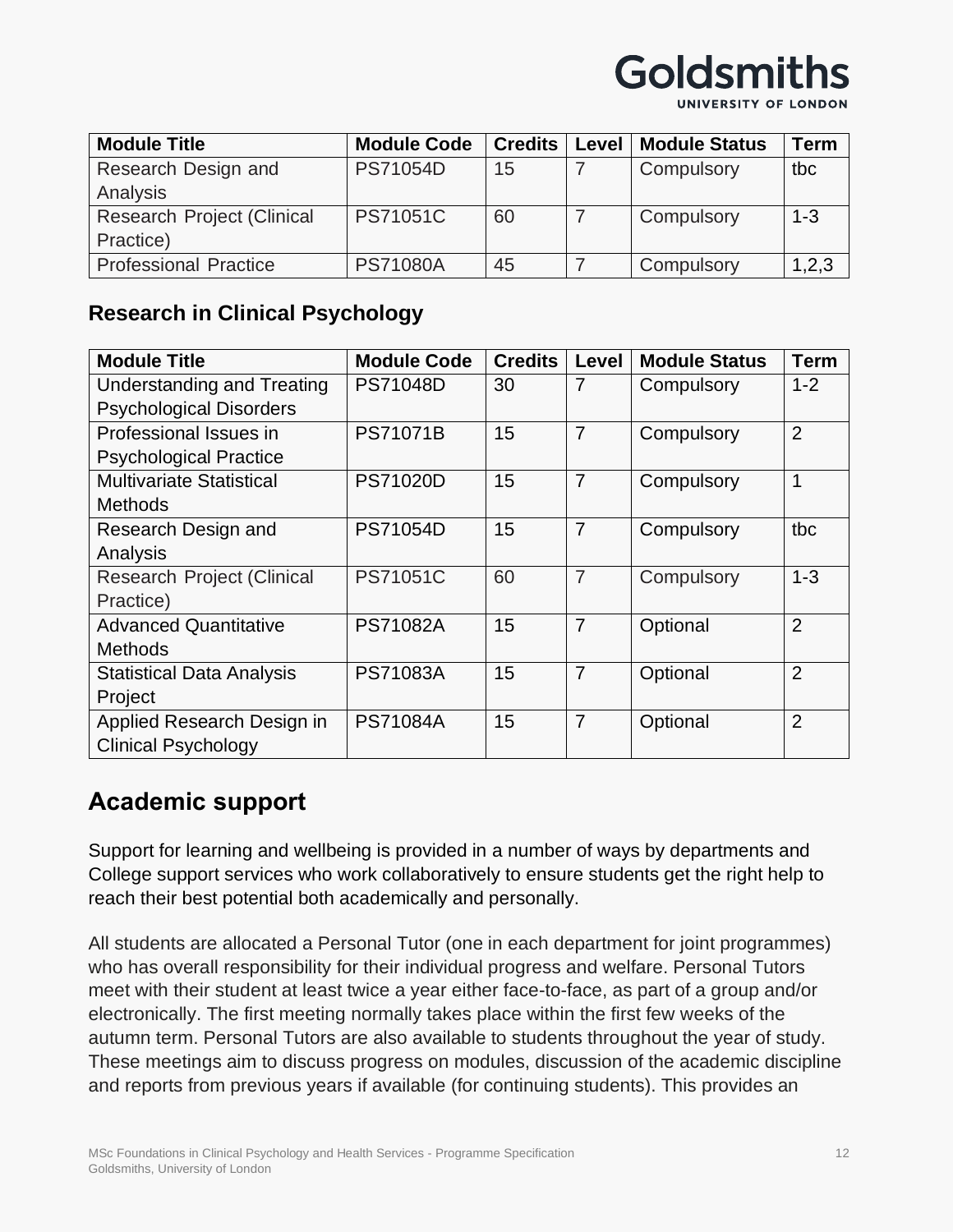| Module Title | Module Code | Credits | Level | Module Status | Term |
|---|---|---|---|---|---|
| Research Design and Analysis | PS71054D | 15 | 7 | Compulsory | tbc |
| Research Project (Clinical Practice) | PS71051C | 60 | 7 | Compulsory | 1-3 |
| Professional Practice | PS71080A | 45 | 7 | Compulsory | 1,2,3 |

### Research in Clinical Psychology

| Module Title | Module Code | Credits | Level | Module Status | Term |
|---|---|---|---|---|---|
| Understanding and Treating Psychological Disorders | PS71048D | 30 | 7 | Compulsory | 1-2 |
| Professional Issues in Psychological Practice | PS71071B | 15 | 7 | Compulsory | 2 |
| Multivariate Statistical Methods | PS71020D | 15 | 7 | Compulsory | 1 |
| Research Design and Analysis | PS71054D | 15 | 7 | Compulsory | tbc |
| Research Project (Clinical Practice) | PS71051C | 60 | 7 | Compulsory | 1-3 |
| Advanced Quantitative Methods | PS71082A | 15 | 7 | Optional | 2 |
| Statistical Data Analysis Project | PS71083A | 15 | 7 | Optional | 2 |
| Applied Research Design in Clinical Psychology | PS71084A | 15 | 7 | Optional | 2 |

## Academic support

Support for learning and wellbeing is provided in a number of ways by departments and College support services who work collaboratively to ensure students get the right help to reach their best potential both academically and personally.

All students are allocated a Personal Tutor (one in each department for joint programmes) who has overall responsibility for their individual progress and welfare. Personal Tutors meet with their student at least twice a year either face-to-face, as part of a group and/or electronically. The first meeting normally takes place within the first few weeks of the autumn term. Personal Tutors are also available to students throughout the year of study. These meetings aim to discuss progress on modules, discussion of the academic discipline and reports from previous years if available (for continuing students). This provides an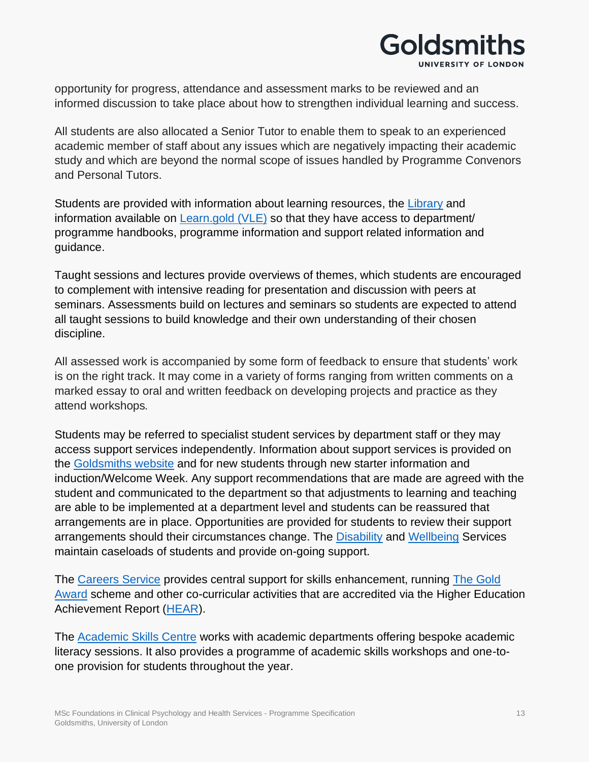opportunity for progress, attendance and assessment marks to be reviewed and an informed discussion to take place about how to strengthen individual learning and success.

All students are also allocated a Senior Tutor to enable them to speak to an experienced academic member of staff about any issues which are negatively impacting their academic study and which are beyond the normal scope of issues handled by Programme Convenors and Personal Tutors.

Students are provided with information about learning resources, the Library and information available on Learn.gold (VLE) so that they have access to department/ programme handbooks, programme information and support related information and guidance.

Taught sessions and lectures provide overviews of themes, which students are encouraged to complement with intensive reading for presentation and discussion with peers at seminars. Assessments build on lectures and seminars so students are expected to attend all taught sessions to build knowledge and their own understanding of their chosen discipline.

All assessed work is accompanied by some form of feedback to ensure that students' work is on the right track. It may come in a variety of forms ranging from written comments on a marked essay to oral and written feedback on developing projects and practice as they attend workshops.

Students may be referred to specialist student services by department staff or they may access support services independently. Information about support services is provided on the Goldsmiths website and for new students through new starter information and induction/Welcome Week. Any support recommendations that are made are agreed with the student and communicated to the department so that adjustments to learning and teaching are able to be implemented at a department level and students can be reassured that arrangements are in place. Opportunities are provided for students to review their support arrangements should their circumstances change. The Disability and Wellbeing Services maintain caseloads of students and provide on-going support.

The Careers Service provides central support for skills enhancement, running The Gold Award scheme and other co-curricular activities that are accredited via the Higher Education Achievement Report (HEAR).

The Academic Skills Centre works with academic departments offering bespoke academic literacy sessions. It also provides a programme of academic skills workshops and one-to-one provision for students throughout the year.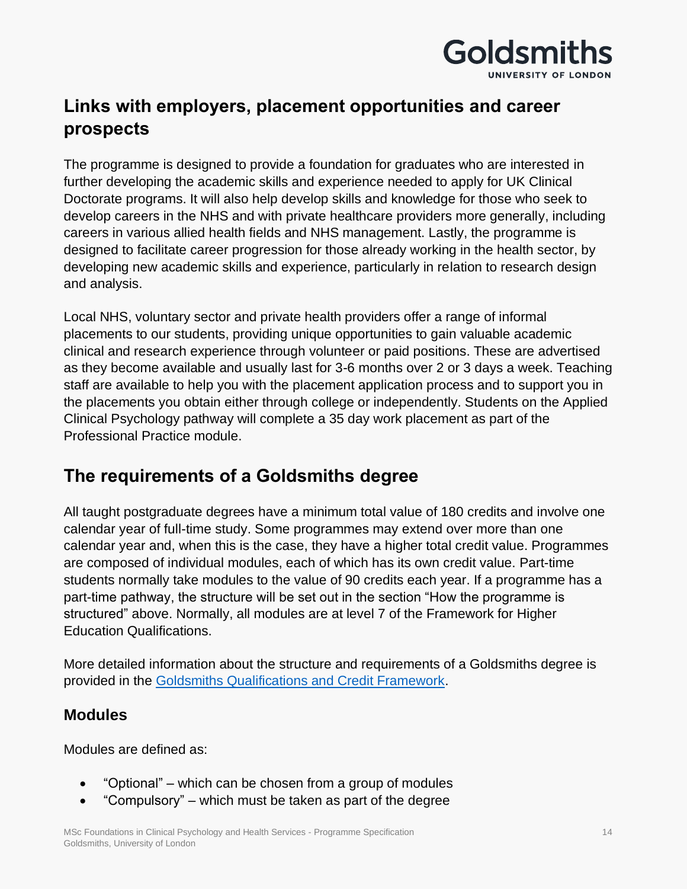## Links with employers, placement opportunities and career prospects

The programme is designed to provide a foundation for graduates who are interested in further developing the academic skills and experience needed to apply for UK Clinical Doctorate programs. It will also help develop skills and knowledge for those who seek to develop careers in the NHS and with private healthcare providers more generally, including careers in various allied health fields and NHS management. Lastly, the programme is designed to facilitate career progression for those already working in the health sector, by developing new academic skills and experience, particularly in relation to research design and analysis.

Local NHS, voluntary sector and private health providers offer a range of informal placements to our students, providing unique opportunities to gain valuable academic clinical and research experience through volunteer or paid positions. These are advertised as they become available and usually last for 3-6 months over 2 or 3 days a week. Teaching staff are available to help you with the placement application process and to support you in the placements you obtain either through college or independently. Students on the Applied Clinical Psychology pathway will complete a 35 day work placement as part of the Professional Practice module.

## The requirements of a Goldsmiths degree

All taught postgraduate degrees have a minimum total value of 180 credits and involve one calendar year of full-time study. Some programmes may extend over more than one calendar year and, when this is the case, they have a higher total credit value. Programmes are composed of individual modules, each of which has its own credit value. Part-time students normally take modules to the value of 90 credits each year. If a programme has a part-time pathway, the structure will be set out in the section "How the programme is structured" above. Normally, all modules are at level 7 of the Framework for Higher Education Qualifications.

More detailed information about the structure and requirements of a Goldsmiths degree is provided in the Goldsmiths Qualifications and Credit Framework.

### Modules

Modules are defined as:

- "Optional" – which can be chosen from a group of modules
- "Compulsory" – which must be taken as part of the degree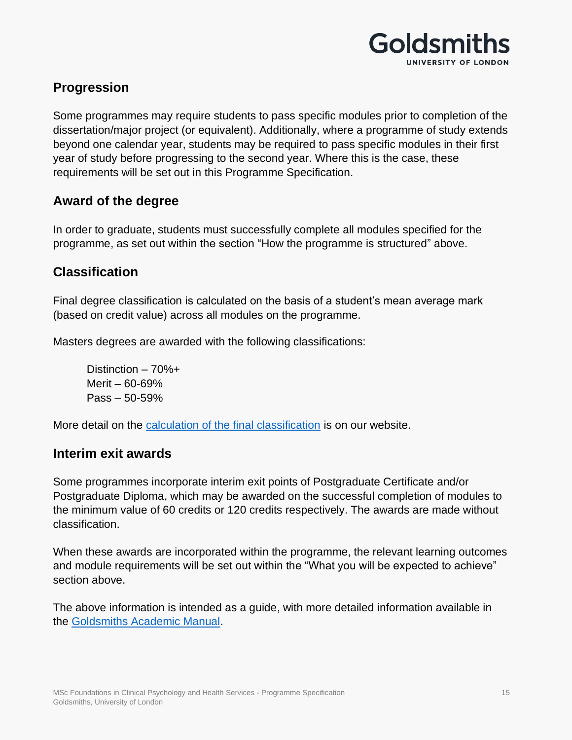## Progression

Some programmes may require students to pass specific modules prior to completion of the dissertation/major project (or equivalent). Additionally, where a programme of study extends beyond one calendar year, students may be required to pass specific modules in their first year of study before progressing to the second year. Where this is the case, these requirements will be set out in this Programme Specification.

## Award of the degree

In order to graduate, students must successfully complete all modules specified for the programme, as set out within the section "How the programme is structured" above.

## Classification

Final degree classification is calculated on the basis of a student's mean average mark (based on credit value) across all modules on the programme.

Masters degrees are awarded with the following classifications:

Distinction – 70%+
Merit – 60-69%
Pass – 50-59%

More detail on the calculation of the final classification is on our website.

## Interim exit awards

Some programmes incorporate interim exit points of Postgraduate Certificate and/or Postgraduate Diploma, which may be awarded on the successful completion of modules to the minimum value of 60 credits or 120 credits respectively. The awards are made without classification.

When these awards are incorporated within the programme, the relevant learning outcomes and module requirements will be set out within the "What you will be expected to achieve" section above.

The above information is intended as a guide, with more detailed information available in the Goldsmiths Academic Manual.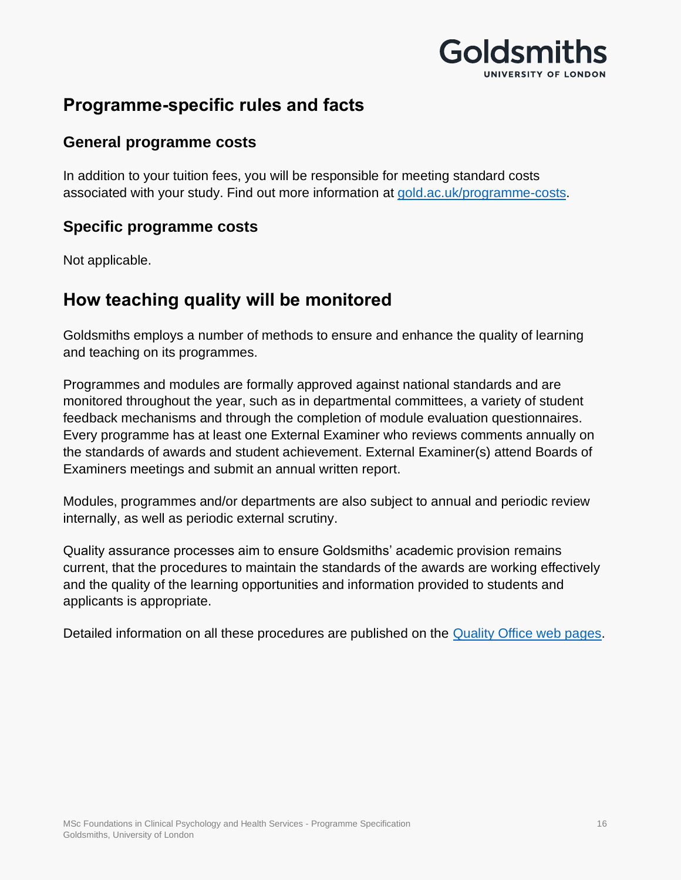## Programme-specific rules and facts

### General programme costs

In addition to your tuition fees, you will be responsible for meeting standard costs associated with your study. Find out more information at [gold.ac.uk/programme-costs](gold.ac.uk/programme-costs).

### Specific programme costs

Not applicable.

## How teaching quality will be monitored

Goldsmiths employs a number of methods to ensure and enhance the quality of learning and teaching on its programmes.

Programmes and modules are formally approved against national standards and are monitored throughout the year, such as in departmental committees, a variety of student feedback mechanisms and through the completion of module evaluation questionnaires. Every programme has at least one External Examiner who reviews comments annually on the standards of awards and student achievement. External Examiner(s) attend Boards of Examiners meetings and submit an annual written report.

Modules, programmes and/or departments are also subject to annual and periodic review internally, as well as periodic external scrutiny.

Quality assurance processes aim to ensure Goldsmiths' academic provision remains current, that the procedures to maintain the standards of the awards are working effectively and the quality of the learning opportunities and information provided to students and applicants is appropriate.

Detailed information on all these procedures are published on the Quality Office web pages.